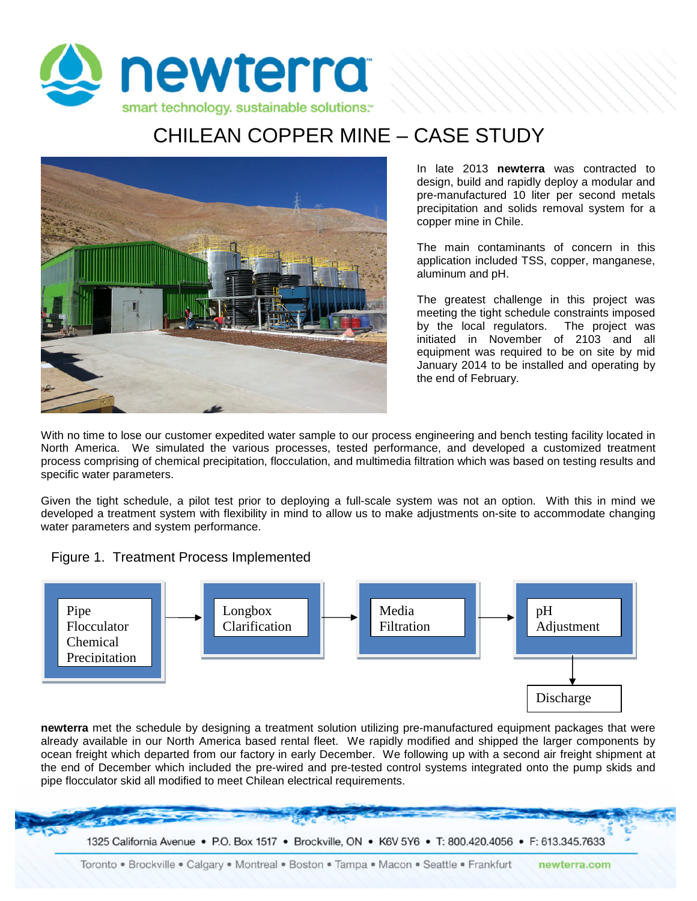# CHILEAN COPPER MINE – CASE STUDY

In late 2013 **newterra** was contracted to design, build and rapidly deploy a modular and pre-manufactured 10 liter per second metals precipitation and solids removal system for a copper mine in Chile.

The main contaminants of concern in this application included TSS, copper, manganese, aluminum and pH.

The greatest challenge in this project was meeting the tight schedule constraints imposed by the local regulators. The project was initiated in November of 2103 and all equipment was required to be on site by mid January 2014 to be installed and operating by the end of February.

With no time to lose our customer expedited water sample to our process engineering and bench testing facility located in North America. We simulated the various processes, tested performance, and developed a customized treatment process comprising of chemical precipitation, flocculation, and multimedia filtration which was based on testing results and specific water parameters.

Given the tight schedule, a pilot test prior to deploying a full-scale system was not an option. With this in mind we developed a treatment system with flexibility in mind to allow us to make adjustments on-site to accommodate changing water parameters and system performance.

Figure 1. Treatment Process Implemented

Pipe Flocculator Chemical Precipitation → Longbox Clarification → Media Filtration → pH Adjustment → Discharge

**newterra** met the schedule by designing a treatment solution utilizing pre-manufactured equipment packages that were already available in our North America based rental fleet. We rapidly modified and shipped the larger components by ocean freight which departed from our factory in early December. We following up with a second air freight shipment at the end of December which included the pre-wired and pre-tested control systems integrated onto the pump skids and pipe flocculator skid all modified to meet Chilean electrical requirements.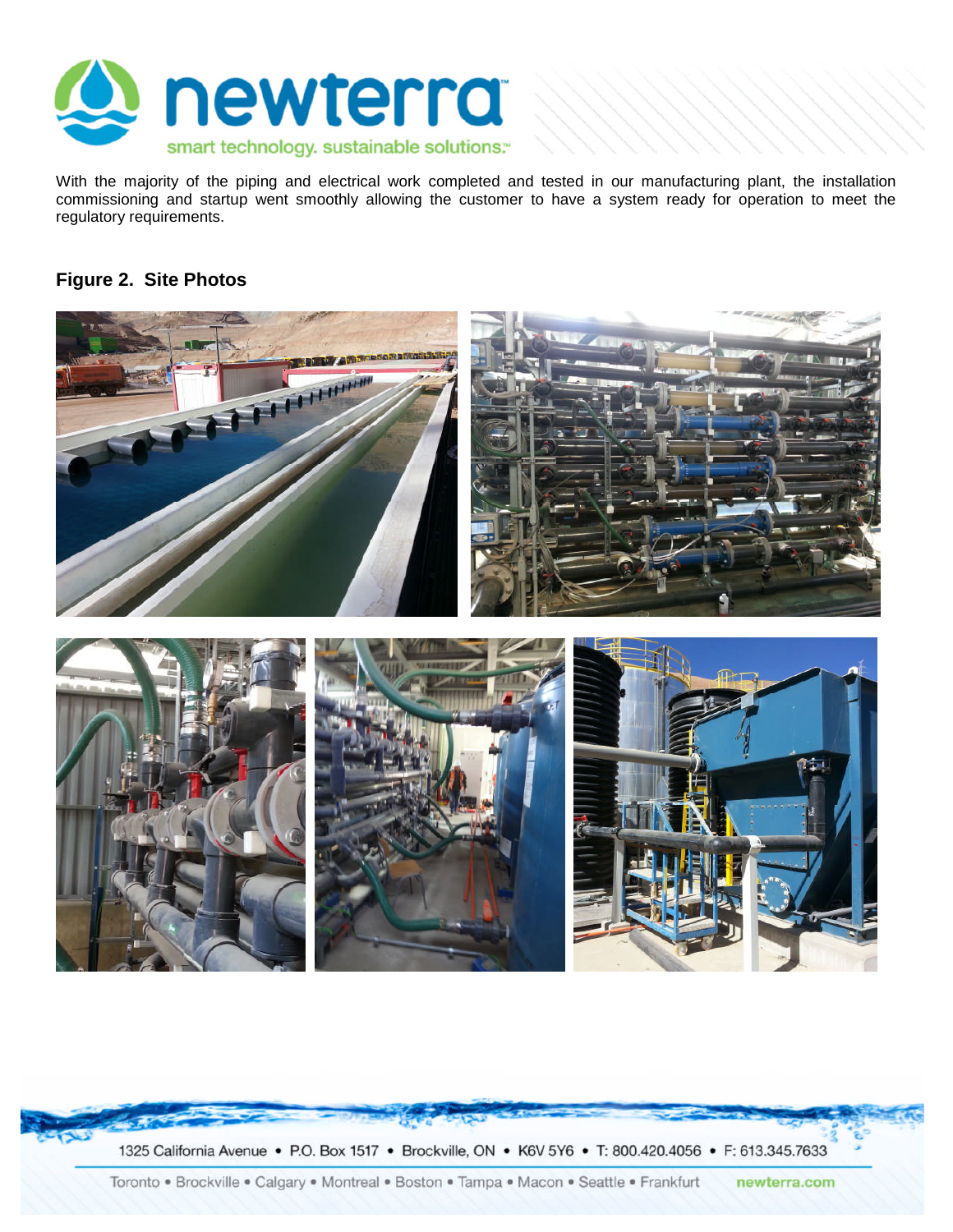With the majority of the piping and electrical work completed and tested in our manufacturing plant, the installation commissioning and startup went smoothly allowing the customer to have a system ready for operation to meet the regulatory requirements.

**Figure 2. Site Photos**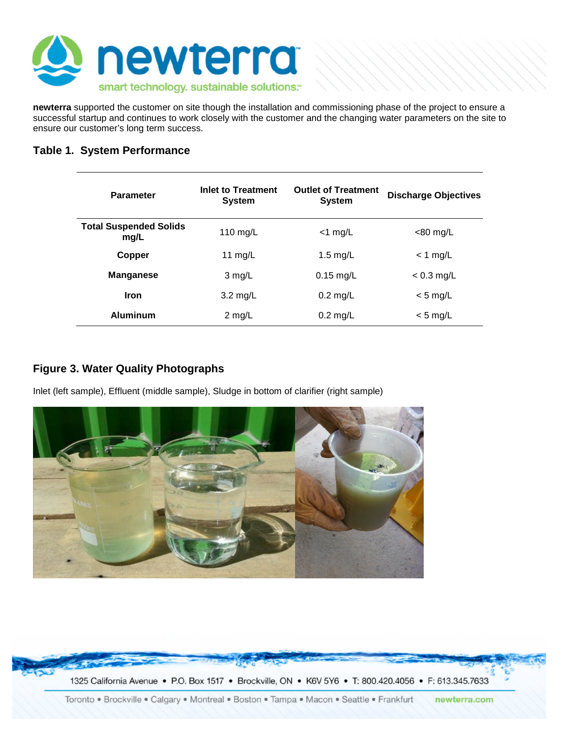**newterra** supported the customer on site though the installation and commissioning phase of the project to ensure a successful startup and continues to work closely with the customer and the changing water parameters on the site to ensure our customer's long term success.

## Table 1. System Performance

| Parameter | Inlet to Treatment System | Outlet of Treatment System | Discharge Objectives |
|---|---|---|---|
| **Total Suspended Solids mg/L** | 110 mg/L | <1 mg/L | <80 mg/L |
| **Copper** | 11 mg/L | 1.5 mg/L | < 1 mg/L |
| **Manganese** | 3 mg/L | 0.15 mg/L | < 0.3 mg/L |
| **Iron** | 3.2 mg/L | 0.2 mg/L | < 5 mg/L |
| **Aluminum** | 2 mg/L | 0.2 mg/L | < 5 mg/L |

## Figure 3. Water Quality Photographs

Inlet (left sample), Effluent (middle sample), Sludge in bottom of clarifier (right sample)